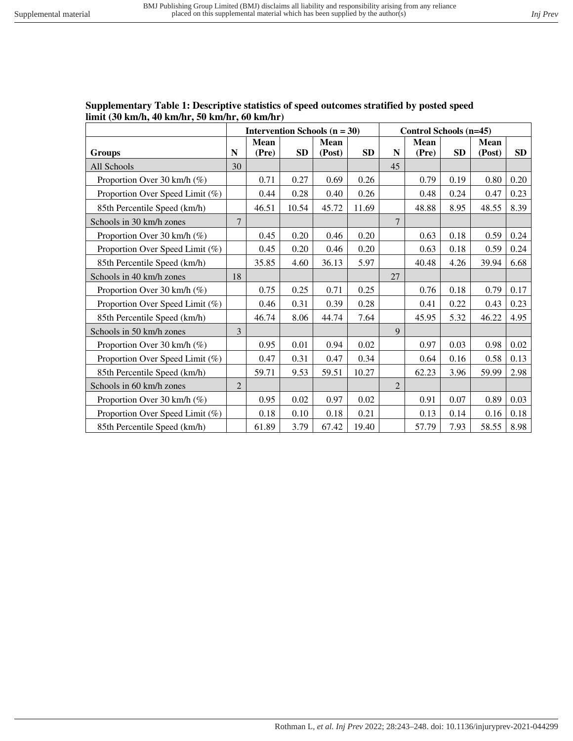**Supplementary Table 1: Descriptive statistics of speed outcomes stratified by posted speed limit (30 km/h, 40 km/hr, 50 km/hr, 60 km/hr)**

| | Intervention Schools (n = 30) | | | | | Control Schools (n=45) | | | | |
|---|---|---|---|---|---|---|---|---|---|---|
| **Groups** | **N** | **Mean (Pre)** | **SD** | **Mean (Post)** | **SD** | **N** | **Mean (Pre)** | **SD** | **Mean (Post)** | **SD** |
| All Schools | 30 | | | | | 45 | | | | |
| Proportion Over 30 km/h (%) | | 0.71 | 0.27 | 0.69 | 0.26 | | 0.79 | 0.19 | 0.80 | 0.20 |
| Proportion Over Speed Limit (%) | | 0.44 | 0.28 | 0.40 | 0.26 | | 0.48 | 0.24 | 0.47 | 0.23 |
| 85th Percentile Speed (km/h) | | 46.51 | 10.54 | 45.72 | 11.69 | | 48.88 | 8.95 | 48.55 | 8.39 |
| Schools in 30 km/h zones | 7 | | | | | 7 | | | | |
| Proportion Over 30 km/h (%) | | 0.45 | 0.20 | 0.46 | 0.20 | | 0.63 | 0.18 | 0.59 | 0.24 |
| Proportion Over Speed Limit (%) | | 0.45 | 0.20 | 0.46 | 0.20 | | 0.63 | 0.18 | 0.59 | 0.24 |
| 85th Percentile Speed (km/h) | | 35.85 | 4.60 | 36.13 | 5.97 | | 40.48 | 4.26 | 39.94 | 6.68 |
| Schools in 40 km/h zones | 18 | | | | | 27 | | | | |
| Proportion Over 30 km/h (%) | | 0.75 | 0.25 | 0.71 | 0.25 | | 0.76 | 0.18 | 0.79 | 0.17 |
| Proportion Over Speed Limit (%) | | 0.46 | 0.31 | 0.39 | 0.28 | | 0.41 | 0.22 | 0.43 | 0.23 |
| 85th Percentile Speed (km/h) | | 46.74 | 8.06 | 44.74 | 7.64 | | 45.95 | 5.32 | 46.22 | 4.95 |
| Schools in 50 km/h zones | 3 | | | | | 9 | | | | |
| Proportion Over 30 km/h (%) | | 0.95 | 0.01 | 0.94 | 0.02 | | 0.97 | 0.03 | 0.98 | 0.02 |
| Proportion Over Speed Limit (%) | | 0.47 | 0.31 | 0.47 | 0.34 | | 0.64 | 0.16 | 0.58 | 0.13 |
| 85th Percentile Speed (km/h) | | 59.71 | 9.53 | 59.51 | 10.27 | | 62.23 | 3.96 | 59.99 | 2.98 |
| Schools in 60 km/h zones | 2 | | | | | 2 | | | | |
| Proportion Over 30 km/h (%) | | 0.95 | 0.02 | 0.97 | 0.02 | | 0.91 | 0.07 | 0.89 | 0.03 |
| Proportion Over Speed Limit (%) | | 0.18 | 0.10 | 0.18 | 0.21 | | 0.13 | 0.14 | 0.16 | 0.18 |
| 85th Percentile Speed (km/h) | | 61.89 | 3.79 | 67.42 | 19.40 | | 57.79 | 7.93 | 58.55 | 8.98 |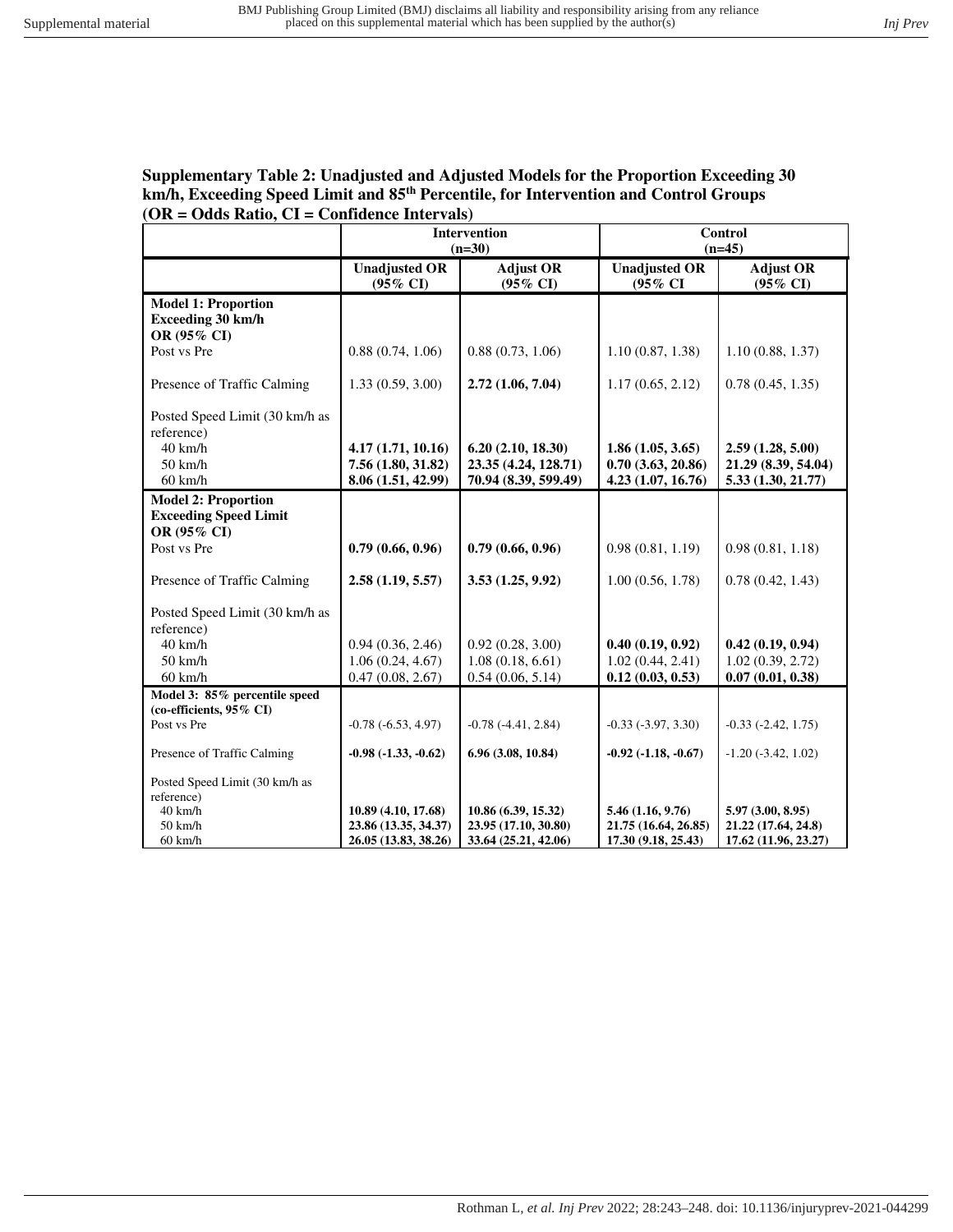**Supplementary Table 2: Unadjusted and Adjusted Models for the Proportion Exceeding 30 km/h, Exceeding Speed Limit and 85th Percentile, for Intervention and Control Groups (OR = Odds Ratio, CI = Confidence Intervals)**

| | **Intervention (n=30)** | | **Control (n=45)** | |
|---|---|---|---|---|
| | **Unadjusted OR (95% CI)** | **Adjust OR (95% CI)** | **Unadjusted OR (95% CI** | **Adjust OR (95% CI)** |
| **Model 1: Proportion Exceeding 30 km/h OR (95% CI)** | | | | |
| Post vs Pre | 0.88 (0.74, 1.06) | 0.88 (0.73, 1.06) | 1.10 (0.87, 1.38) | 1.10 (0.88, 1.37) |
| Presence of Traffic Calming | 1.33 (0.59, 3.00) | **2.72 (1.06, 7.04)** | 1.17 (0.65, 2.12) | 0.78 (0.45, 1.35) |
| Posted Speed Limit (30 km/h as reference) | | | | |
| 40 km/h | **4.17 (1.71, 10.16)** | **6.20 (2.10, 18.30)** | **1.86 (1.05, 3.65)** | **2.59 (1.28, 5.00)** |
| 50 km/h | **7.56 (1.80, 31.82)** | **23.35 (4.24, 128.71)** | **0.70 (3.63, 20.86)** | **21.29 (8.39, 54.04)** |
| 60 km/h | **8.06 (1.51, 42.99)** | **70.94 (8.39, 599.49)** | **4.23 (1.07, 16.76)** | **5.33 (1.30, 21.77)** |
| **Model 2: Proportion Exceeding Speed Limit OR (95% CI)** | | | | |
| Post vs Pre | **0.79 (0.66, 0.96)** | **0.79 (0.66, 0.96)** | 0.98 (0.81, 1.19) | 0.98 (0.81, 1.18) |
| Presence of Traffic Calming | **2.58 (1.19, 5.57)** | **3.53 (1.25, 9.92)** | 1.00 (0.56, 1.78) | 0.78 (0.42, 1.43) |
| Posted Speed Limit (30 km/h as reference) | | | | |
| 40 km/h | 0.94 (0.36, 2.46) | 0.92 (0.28, 3.00) | **0.40 (0.19, 0.92)** | **0.42 (0.19, 0.94)** |
| 50 km/h | 1.06 (0.24, 4.67) | 1.08 (0.18, 6.61) | 1.02 (0.44, 2.41) | 1.02 (0.39, 2.72) |
| 60 km/h | 0.47 (0.08, 2.67) | 0.54 (0.06, 5.14) | **0.12 (0.03, 0.53)** | **0.07 (0.01, 0.38)** |
| **Model 3: 85% percentile speed (co-efficients, 95% CI)** | | | | |
| Post vs Pre | -0.78 (-6.53, 4.97) | -0.78 (-4.41, 2.84) | -0.33 (-3.97, 3.30) | -0.33 (-2.42, 1.75) |
| Presence of Traffic Calming | **-0.98 (-1.33, -0.62)** | **6.96 (3.08, 10.84)** | **-0.92 (-1.18, -0.67)** | -1.20 (-3.42, 1.02) |
| Posted Speed Limit (30 km/h as reference) | | | | |
| 40 km/h | **10.89 (4.10, 17.68)** | **10.86 (6.39, 15.32)** | **5.46 (1.16, 9.76)** | **5.97 (3.00, 8.95)** |
| 50 km/h | **23.86 (13.35, 34.37)** | **23.95 (17.10, 30.80)** | **21.75 (16.64, 26.85)** | **21.22 (17.64, 24.8)** |
| 60 km/h | **26.05 (13.83, 38.26)** | **33.64 (25.21, 42.06)** | **17.30 (9.18, 25.43)** | **17.62 (11.96, 23.27)** |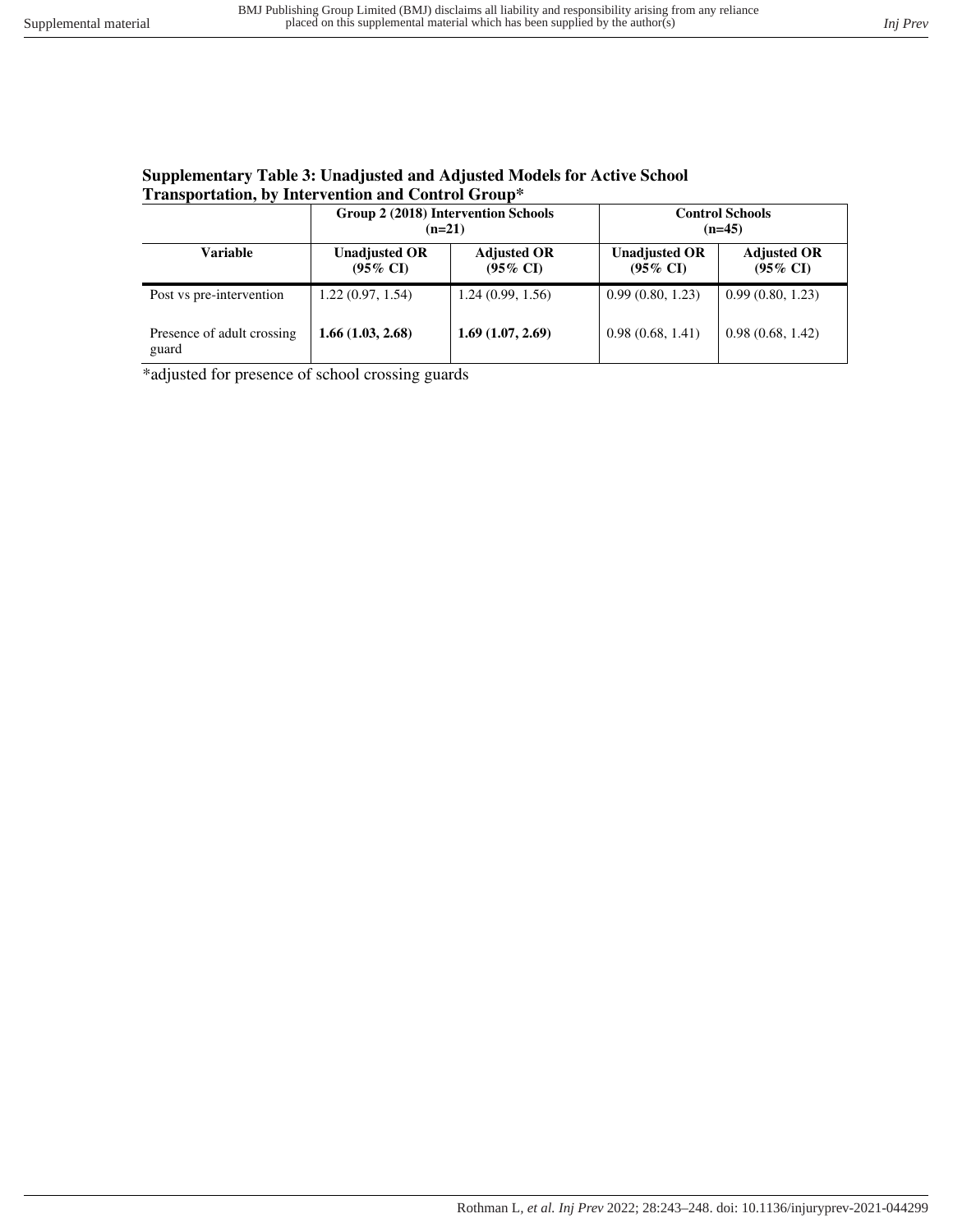**Supplementary Table 3: Unadjusted and Adjusted Models for Active School Transportation, by Intervention and Control Group***

| | Group 2 (2018) Intervention Schools (n=21) | | Control Schools (n=45) | |
|---|---|---|---|---|
| **Variable** | **Unadjusted OR (95% CI)** | **Adjusted OR (95% CI)** | **Unadjusted OR (95% CI)** | **Adjusted OR (95% CI)** |
| Post vs pre-intervention | 1.22 (0.97, 1.54) | 1.24 (0.99, 1.56) | 0.99 (0.80, 1.23) | 0.99 (0.80, 1.23) |
| Presence of adult crossing guard | **1.66 (1.03, 2.68)** | **1.69 (1.07, 2.69)** | 0.98 (0.68, 1.41) | 0.98 (0.68, 1.42) |

*adjusted for presence of school crossing guards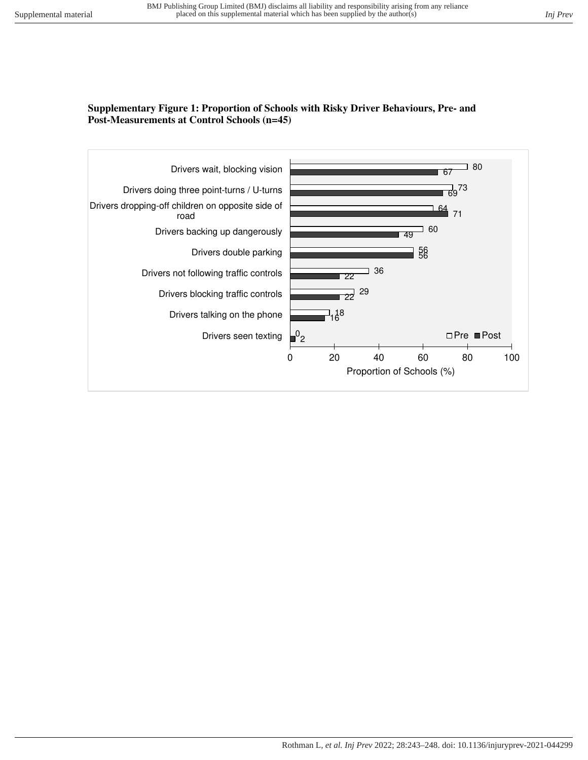**Supplementary Figure 1: Proportion of Schools with Risky Driver Behaviours, Pre- and Post-Measurements at Control Schools (n=45)**

Drivers wait, blocking vision 80 67
Drivers doing three point-turns / U-turns 73 69
Drivers dropping-off children on opposite side of road 64 71
Drivers backing up dangerously 60 49
Drivers double parking 56 56
Drivers not following traffic controls 36 22
Drivers blocking traffic controls 29 22
Drivers talking on the phone 18 16
Drivers seen texting 0 2

Pre Post

0 20 40 60 80 100

Proportion of Schools (%)